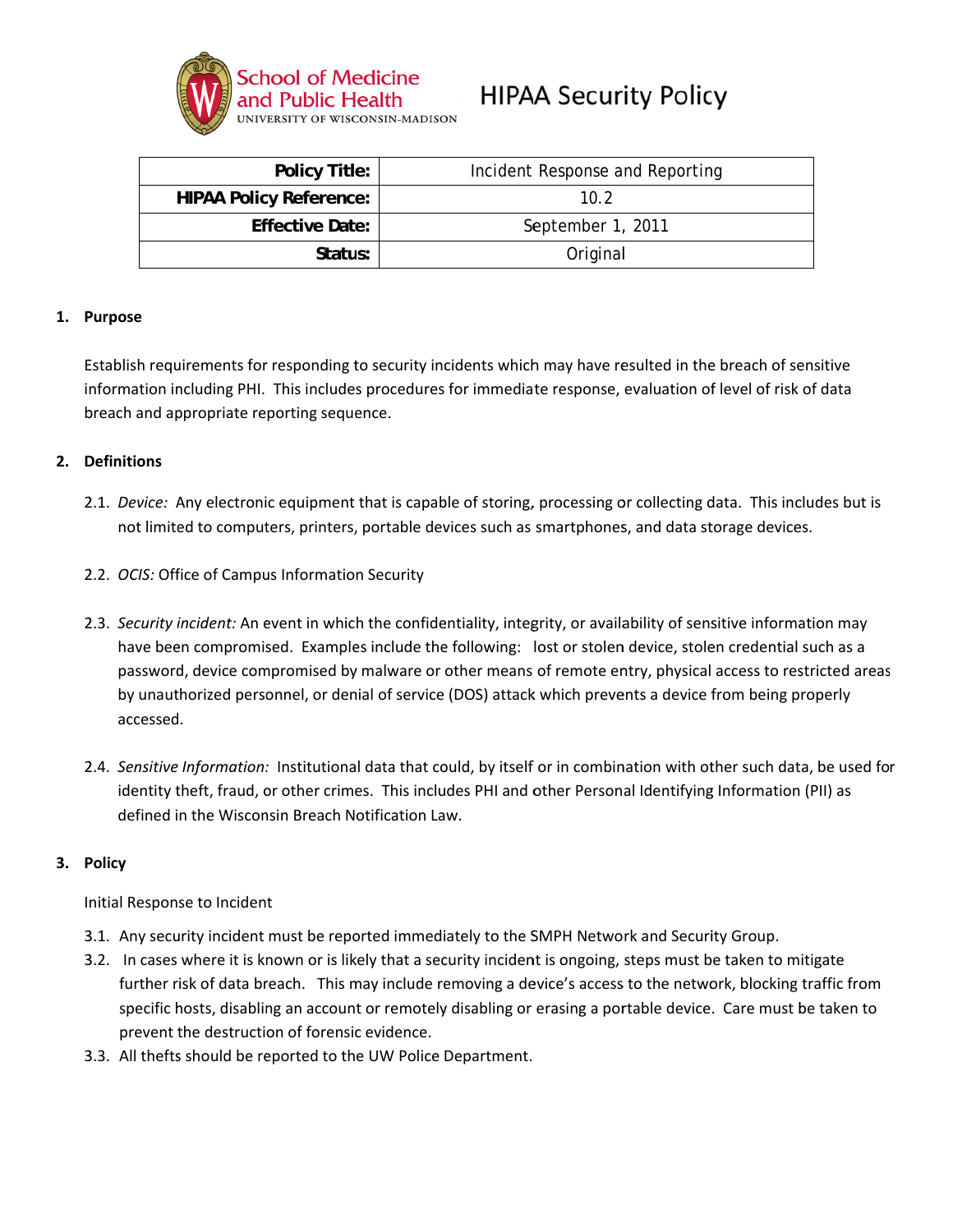School of Medicine and Public Health
UNIVERSITY OF WISCONSIN-MADISON

# HIPAA Security Policy

| | |
|---|---|
| **Policy Title:** | Incident Response and Reporting |
| **HIPAA Policy Reference:** | 10.2 |
| **Effective Date:** | September 1, 2011 |
| **Status:** | Original |

## 1. Purpose

Establish requirements for responding to security incidents which may have resulted in the breach of sensitive information including PHI. This includes procedures for immediate response, evaluation of level of risk of data breach and appropriate reporting sequence.

## 2. Definitions

2.1. *Device:* Any electronic equipment that is capable of storing, processing or collecting data. This includes but is not limited to computers, printers, portable devices such as smartphones, and data storage devices.

2.2. *OCIS:* Office of Campus Information Security

2.3. *Security incident:* An event in which the confidentiality, integrity, or availability of sensitive information may have been compromised. Examples include the following: lost or stolen device, stolen credential such as a password, device compromised by malware or other means of remote entry, physical access to restricted areas by unauthorized personnel, or denial of service (DOS) attack which prevents a device from being properly accessed.

2.4. *Sensitive Information:* Institutional data that could, by itself or in combination with other such data, be used for identity theft, fraud, or other crimes. This includes PHI and other Personal Identifying Information (PII) as defined in the Wisconsin Breach Notification Law.

## 3. Policy

Initial Response to Incident

3.1. Any security incident must be reported immediately to the SMPH Network and Security Group.

3.2. In cases where it is known or is likely that a security incident is ongoing, steps must be taken to mitigate further risk of data breach. This may include removing a device's access to the network, blocking traffic from specific hosts, disabling an account or remotely disabling or erasing a portable device. Care must be taken to prevent the destruction of forensic evidence.

3.3. All thefts should be reported to the UW Police Department.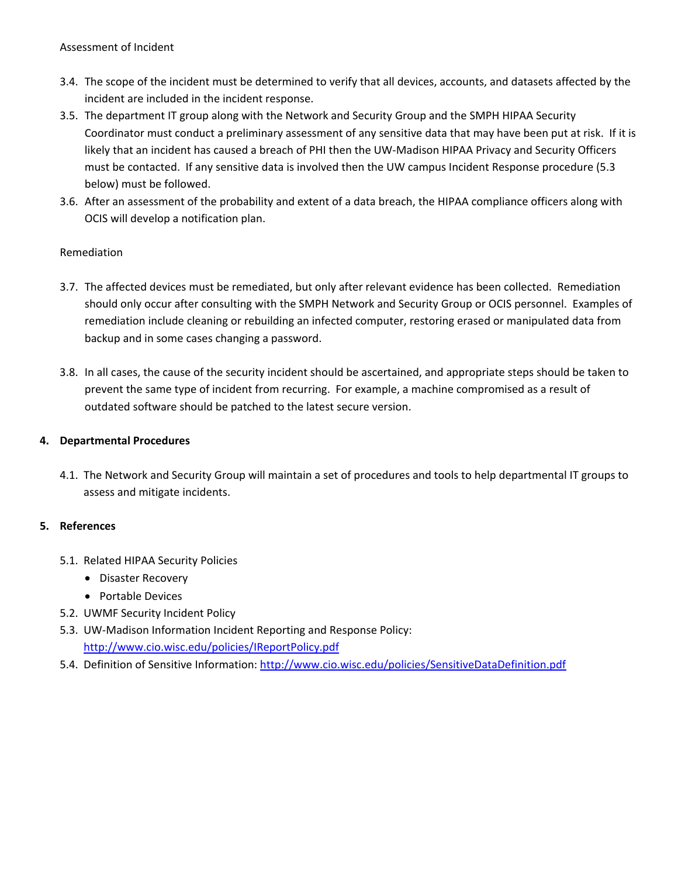Assessment of Incident

3.4. The scope of the incident must be determined to verify that all devices, accounts, and datasets affected by the incident are included in the incident response.

3.5. The department IT group along with the Network and Security Group and the SMPH HIPAA Security Coordinator must conduct a preliminary assessment of any sensitive data that may have been put at risk. If it is likely that an incident has caused a breach of PHI then the UW-Madison HIPAA Privacy and Security Officers must be contacted. If any sensitive data is involved then the UW campus Incident Response procedure (5.3 below) must be followed.

3.6. After an assessment of the probability and extent of a data breach, the HIPAA compliance officers along with OCIS will develop a notification plan.

Remediation

3.7. The affected devices must be remediated, but only after relevant evidence has been collected. Remediation should only occur after consulting with the SMPH Network and Security Group or OCIS personnel. Examples of remediation include cleaning or rebuilding an infected computer, restoring erased or manipulated data from backup and in some cases changing a password.

3.8. In all cases, the cause of the security incident should be ascertained, and appropriate steps should be taken to prevent the same type of incident from recurring. For example, a machine compromised as a result of outdated software should be patched to the latest secure version.

## 4. Departmental Procedures

4.1. The Network and Security Group will maintain a set of procedures and tools to help departmental IT groups to assess and mitigate incidents.

## 5. References

5.1. Related HIPAA Security Policies
- Disaster Recovery
- Portable Devices

5.2. UWMF Security Incident Policy

5.3. UW-Madison Information Incident Reporting and Response Policy: http://www.cio.wisc.edu/policies/IReportPolicy.pdf

5.4. Definition of Sensitive Information: http://www.cio.wisc.edu/policies/SensitiveDataDefinition.pdf